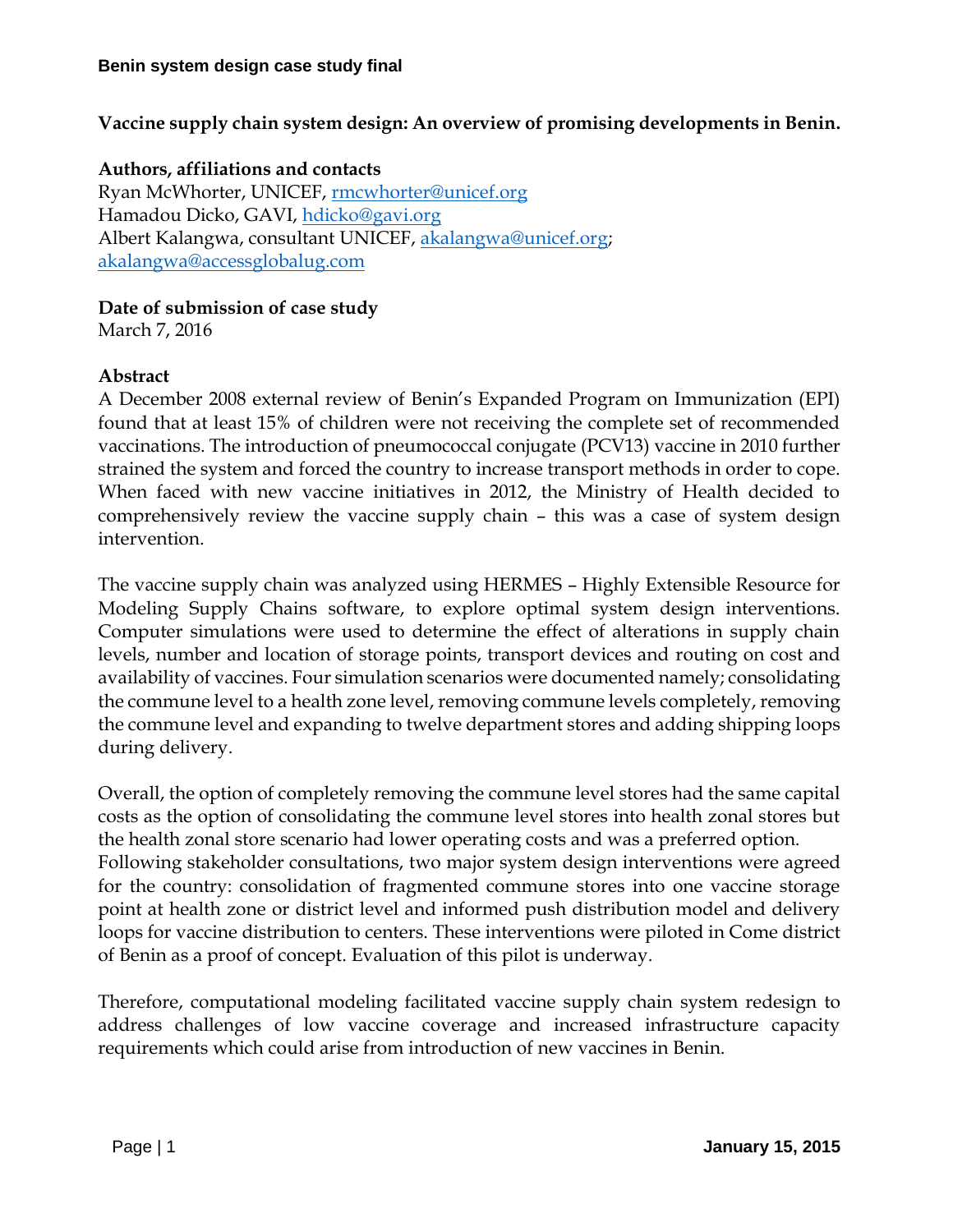# Vaccine supply chain system design: An overview of promising developments in Benin.

**Authors, affiliations and contacts**

Ryan McWhorter, UNICEF, rmcwhorter@unicef.org
Hamadou Dicko, GAVI, hdicko@gavi.org
Albert Kalangwa, consultant UNICEF, akalangwa@unicef.org; akalangwa@accessglobalug.com

**Date of submission of case study**

March 7, 2016

**Abstract**

A December 2008 external review of Benin's Expanded Program on Immunization (EPI) found that at least 15% of children were not receiving the complete set of recommended vaccinations. The introduction of pneumococcal conjugate (PCV13) vaccine in 2010 further strained the system and forced the country to increase transport methods in order to cope. When faced with new vaccine initiatives in 2012, the Ministry of Health decided to comprehensively review the vaccine supply chain – this was a case of system design intervention.

The vaccine supply chain was analyzed using HERMES – Highly Extensible Resource for Modeling Supply Chains software, to explore optimal system design interventions. Computer simulations were used to determine the effect of alterations in supply chain levels, number and location of storage points, transport devices and routing on cost and availability of vaccines. Four simulation scenarios were documented namely; consolidating the commune level to a health zone level, removing commune levels completely, removing the commune level and expanding to twelve department stores and adding shipping loops during delivery.

Overall, the option of completely removing the commune level stores had the same capital costs as the option of consolidating the commune level stores into health zonal stores but the health zonal store scenario had lower operating costs and was a preferred option.
Following stakeholder consultations, two major system design interventions were agreed for the country: consolidation of fragmented commune stores into one vaccine storage point at health zone or district level and informed push distribution model and delivery loops for vaccine distribution to centers. These interventions were piloted in Come district of Benin as a proof of concept. Evaluation of this pilot is underway.

Therefore, computational modeling facilitated vaccine supply chain system redesign to address challenges of low vaccine coverage and increased infrastructure capacity requirements which could arise from introduction of new vaccines in Benin.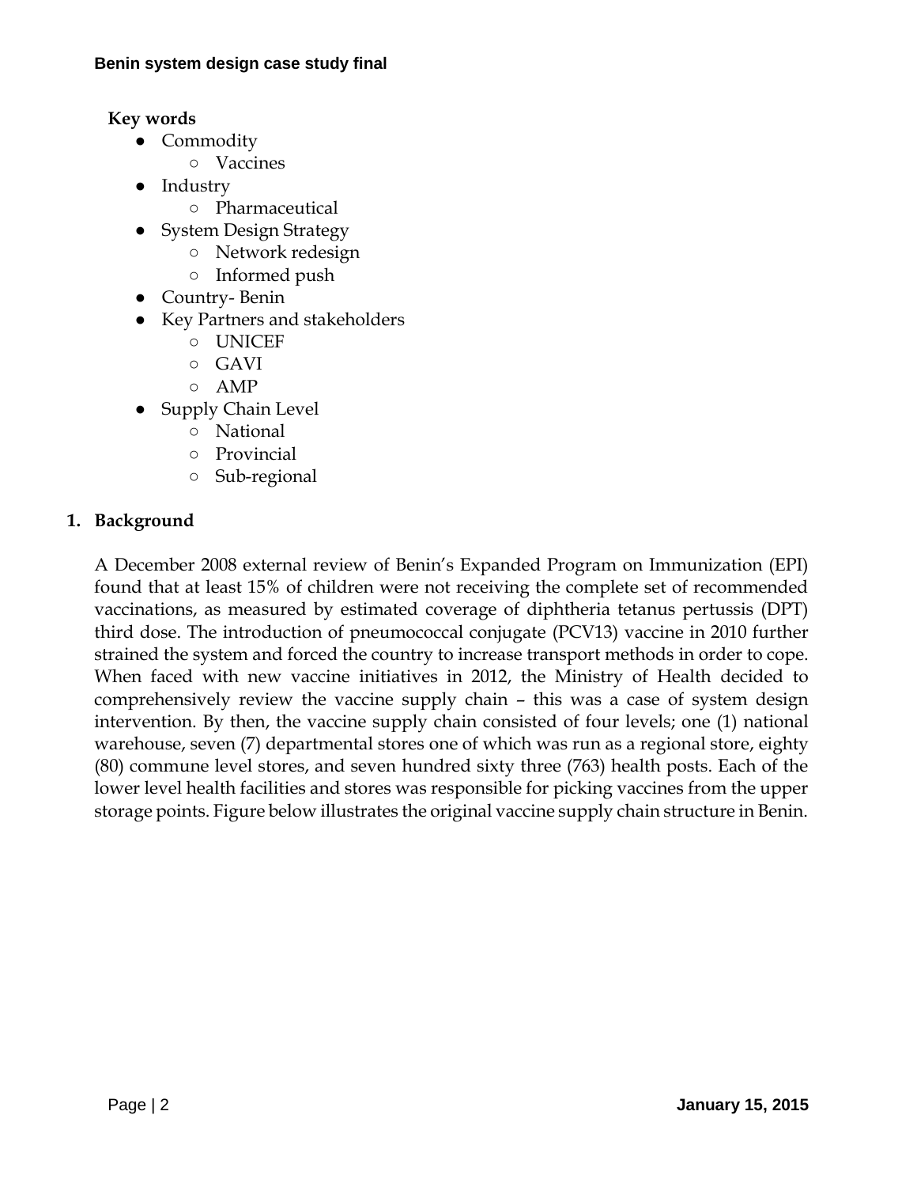**Key words**

- Commodity
  - Vaccines
- Industry
  - Pharmaceutical
- System Design Strategy
  - Network redesign
  - Informed push
- Country- Benin
- Key Partners and stakeholders
  - UNICEF
  - GAVI
  - AMP
- Supply Chain Level
  - National
  - Provincial
  - Sub-regional

## 1. Background

A December 2008 external review of Benin's Expanded Program on Immunization (EPI) found that at least 15% of children were not receiving the complete set of recommended vaccinations, as measured by estimated coverage of diphtheria tetanus pertussis (DPT) third dose. The introduction of pneumococcal conjugate (PCV13) vaccine in 2010 further strained the system and forced the country to increase transport methods in order to cope. When faced with new vaccine initiatives in 2012, the Ministry of Health decided to comprehensively review the vaccine supply chain – this was a case of system design intervention. By then, the vaccine supply chain consisted of four levels; one (1) national warehouse, seven (7) departmental stores one of which was run as a regional store, eighty (80) commune level stores, and seven hundred sixty three (763) health posts. Each of the lower level health facilities and stores was responsible for picking vaccines from the upper storage points. Figure below illustrates the original vaccine supply chain structure in Benin.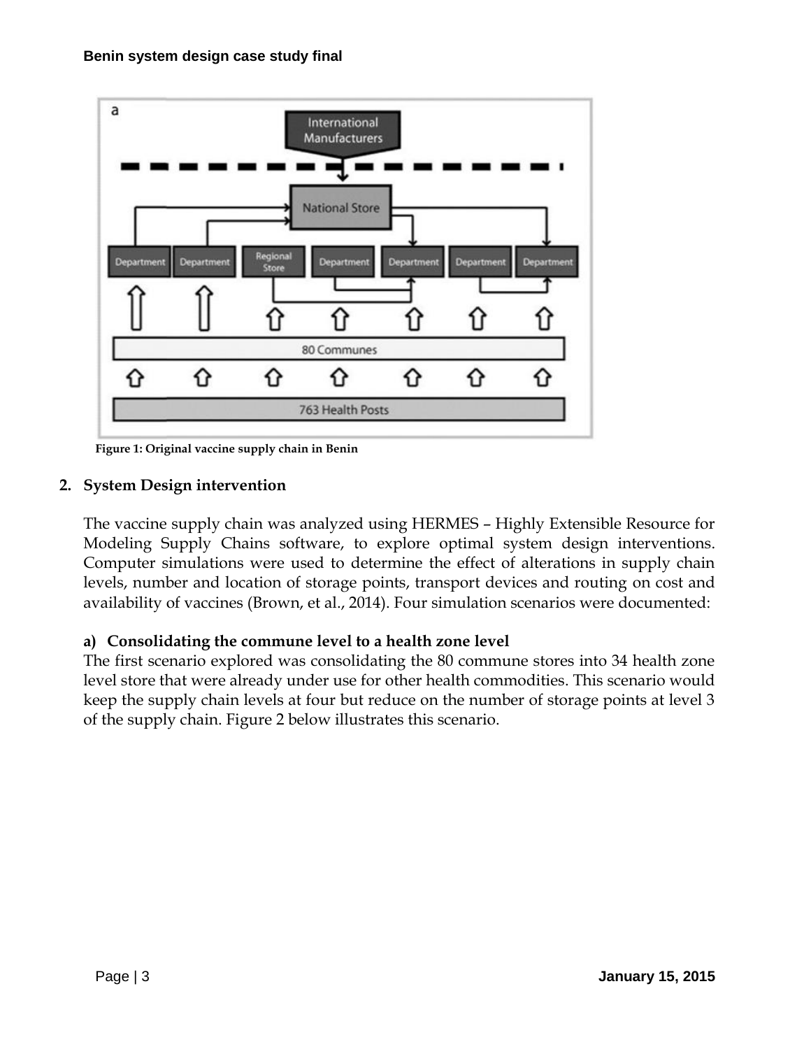Figure 1: Original vaccine supply chain in Benin

## 2. System Design intervention

The vaccine supply chain was analyzed using HERMES – Highly Extensible Resource for Modeling Supply Chains software, to explore optimal system design interventions. Computer simulations were used to determine the effect of alterations in supply chain levels, number and location of storage points, transport devices and routing on cost and availability of vaccines (Brown, et al., 2014). Four simulation scenarios were documented:

### a) Consolidating the commune level to a health zone level

The first scenario explored was consolidating the 80 commune stores into 34 health zone level store that were already under use for other health commodities. This scenario would keep the supply chain levels at four but reduce on the number of storage points at level 3 of the supply chain. Figure 2 below illustrates this scenario.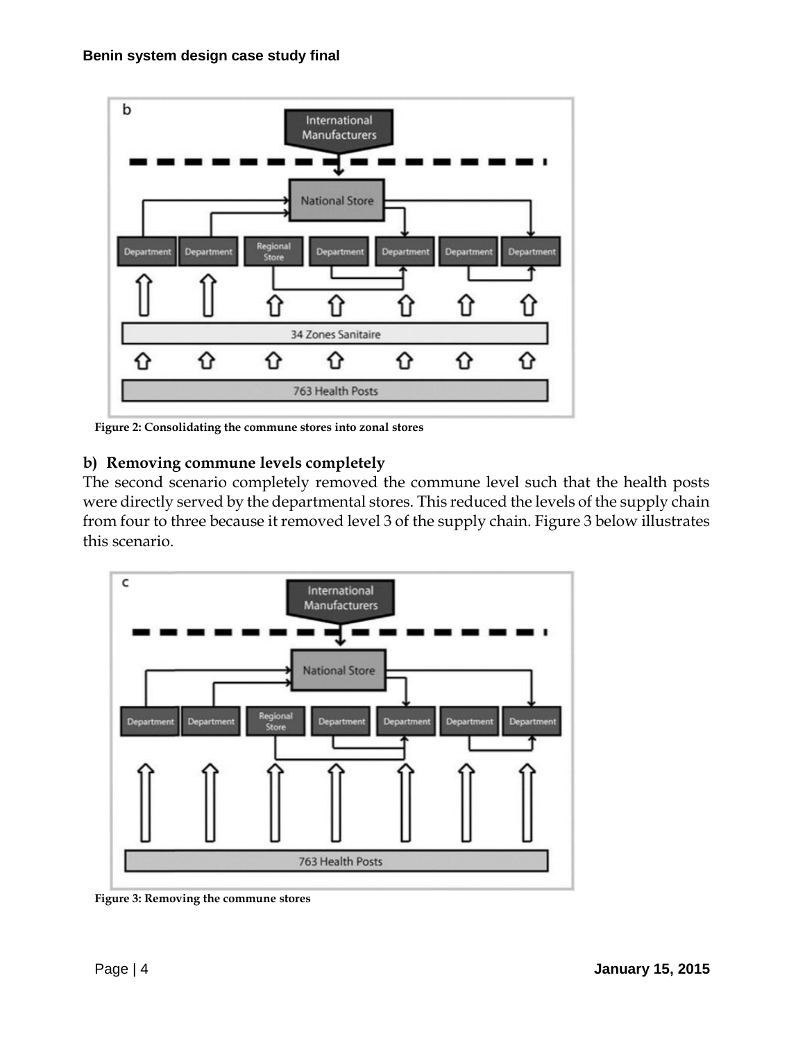Figure 2: Consolidating the commune stores into zonal stores

## b) Removing commune levels completely

The second scenario completely removed the commune level such that the health posts were directly served by the departmental stores. This reduced the levels of the supply chain from four to three because it removed level 3 of the supply chain. Figure 3 below illustrates this scenario.

Figure 3: Removing the commune stores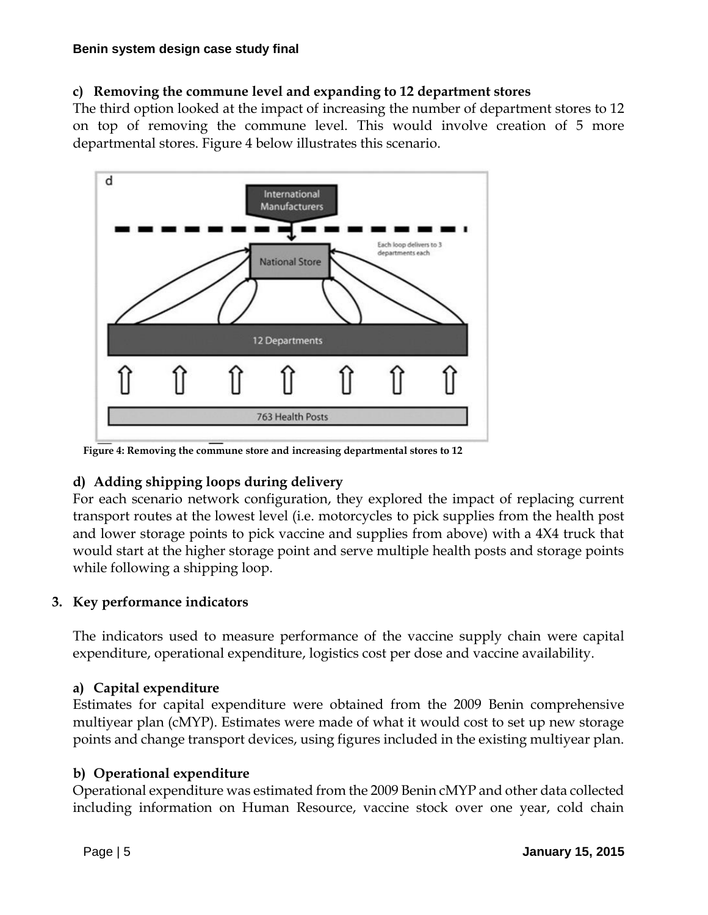#### c) Removing the commune level and expanding to 12 department stores

The third option looked at the impact of increasing the number of department stores to 12 on top of removing the commune level. This would involve creation of 5 more departmental stores. Figure 4 below illustrates this scenario.

Figure 4: Removing the commune store and increasing departmental stores to 12

#### d) Adding shipping loops during delivery

For each scenario network configuration, they explored the impact of replacing current transport routes at the lowest level (i.e. motorcycles to pick supplies from the health post and lower storage points to pick vaccine and supplies from above) with a 4X4 truck that would start at the higher storage point and serve multiple health posts and storage points while following a shipping loop.

### 3. Key performance indicators

The indicators used to measure performance of the vaccine supply chain were capital expenditure, operational expenditure, logistics cost per dose and vaccine availability.

#### a) Capital expenditure

Estimates for capital expenditure were obtained from the 2009 Benin comprehensive multiyear plan (cMYP). Estimates were made of what it would cost to set up new storage points and change transport devices, using figures included in the existing multiyear plan.

#### b) Operational expenditure

Operational expenditure was estimated from the 2009 Benin cMYP and other data collected including information on Human Resource, vaccine stock over one year, cold chain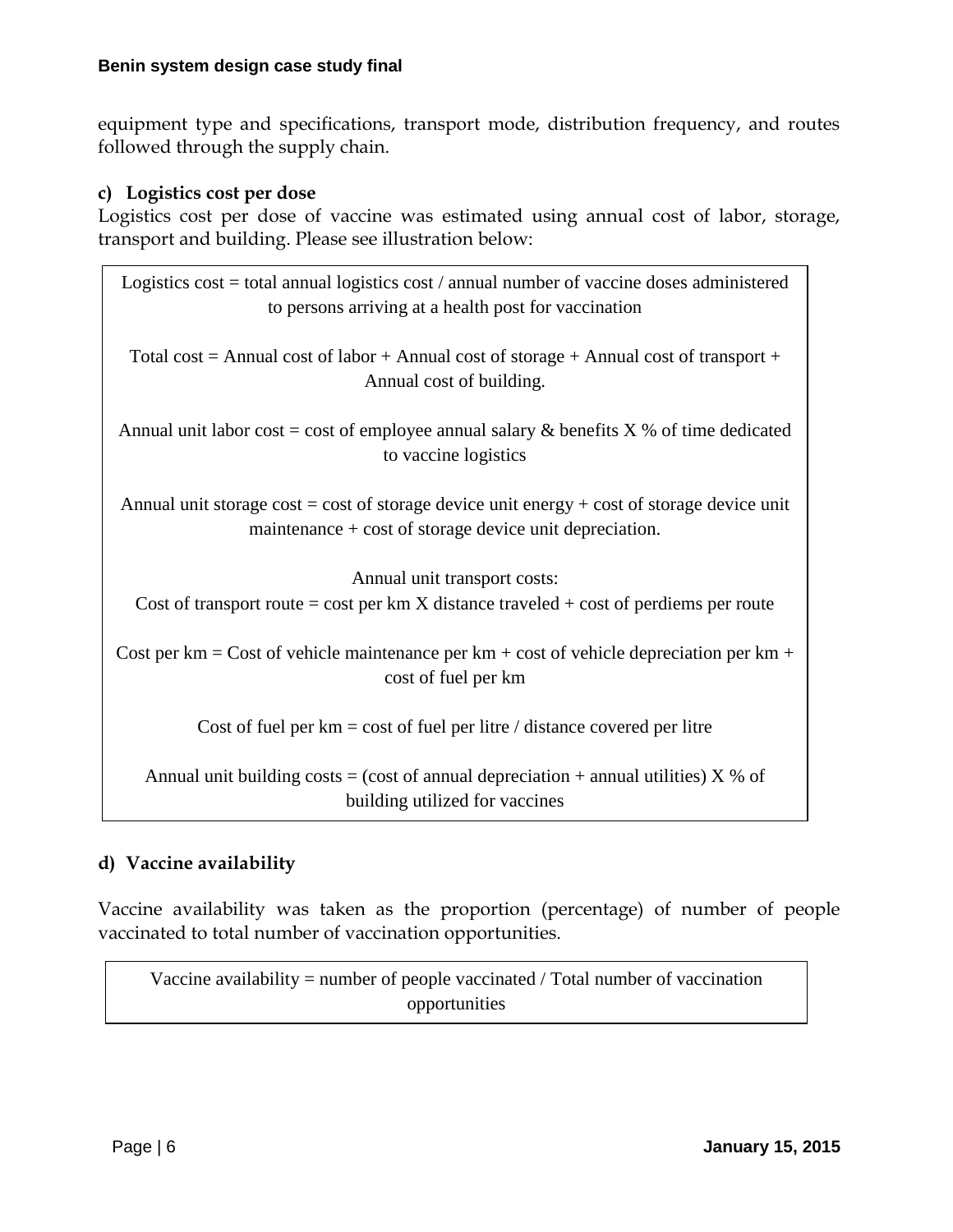equipment type and specifications, transport mode, distribution frequency, and routes followed through the supply chain.

### c) Logistics cost per dose

Logistics cost per dose of vaccine was estimated using annual cost of labor, storage, transport and building. Please see illustration below:

> Logistics cost = total annual logistics cost / annual number of vaccine doses administered to persons arriving at a health post for vaccination
>
> Total cost = Annual cost of labor + Annual cost of storage + Annual cost of transport + Annual cost of building.
>
> Annual unit labor cost = cost of employee annual salary & benefits X % of time dedicated to vaccine logistics
>
> Annual unit storage cost = cost of storage device unit energy + cost of storage device unit maintenance + cost of storage device unit depreciation.
>
> Annual unit transport costs:
> Cost of transport route = cost per km X distance traveled + cost of perdiems per route
>
> Cost per km = Cost of vehicle maintenance per km + cost of vehicle depreciation per km + cost of fuel per km
>
> Cost of fuel per km = cost of fuel per litre / distance covered per litre
>
> Annual unit building costs = (cost of annual depreciation + annual utilities) X % of building utilized for vaccines

### d) Vaccine availability

Vaccine availability was taken as the proportion (percentage) of number of people vaccinated to total number of vaccination opportunities.

> Vaccine availability = number of people vaccinated / Total number of vaccination opportunities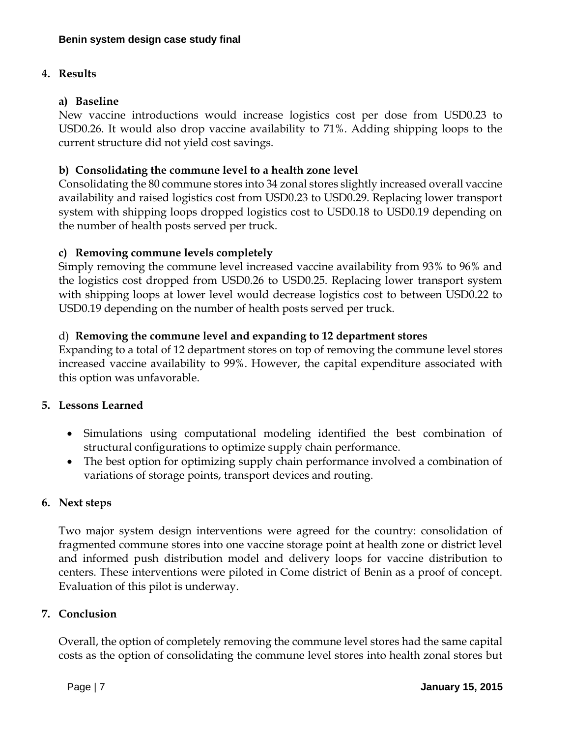## 4. Results

### a) Baseline

New vaccine introductions would increase logistics cost per dose from USD0.23 to USD0.26. It would also drop vaccine availability to 71%. Adding shipping loops to the current structure did not yield cost savings.

### b) Consolidating the commune level to a health zone level

Consolidating the 80 commune stores into 34 zonal stores slightly increased overall vaccine availability and raised logistics cost from USD0.23 to USD0.29. Replacing lower transport system with shipping loops dropped logistics cost to USD0.18 to USD0.19 depending on the number of health posts served per truck.

### c) Removing commune levels completely

Simply removing the commune level increased vaccine availability from 93% to 96% and the logistics cost dropped from USD0.26 to USD0.25. Replacing lower transport system with shipping loops at lower level would decrease logistics cost to between USD0.22 to USD0.19 depending on the number of health posts served per truck.

### d) Removing the commune level and expanding to 12 department stores

Expanding to a total of 12 department stores on top of removing the commune level stores increased vaccine availability to 99%. However, the capital expenditure associated with this option was unfavorable.

## 5. Lessons Learned

- Simulations using computational modeling identified the best combination of structural configurations to optimize supply chain performance.
- The best option for optimizing supply chain performance involved a combination of variations of storage points, transport devices and routing.

## 6. Next steps

Two major system design interventions were agreed for the country: consolidation of fragmented commune stores into one vaccine storage point at health zone or district level and informed push distribution model and delivery loops for vaccine distribution to centers. These interventions were piloted in Come district of Benin as a proof of concept. Evaluation of this pilot is underway.

## 7. Conclusion

Overall, the option of completely removing the commune level stores had the same capital costs as the option of consolidating the commune level stores into health zonal stores but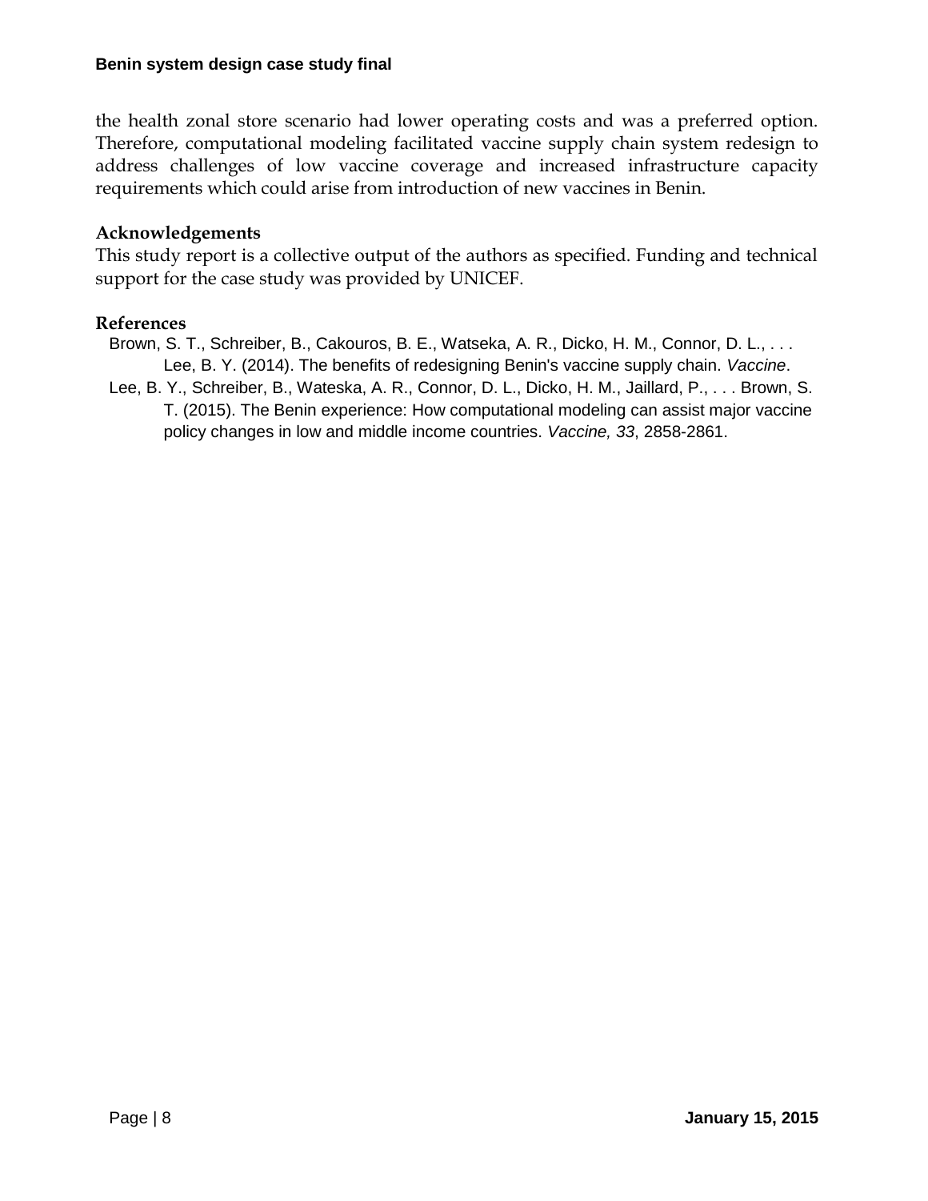the health zonal store scenario had lower operating costs and was a preferred option. Therefore, computational modeling facilitated vaccine supply chain system redesign to address challenges of low vaccine coverage and increased infrastructure capacity requirements which could arise from introduction of new vaccines in Benin.

## Acknowledgements

This study report is a collective output of the authors as specified. Funding and technical support for the case study was provided by UNICEF.

## References

Brown, S. T., Schreiber, B., Cakouros, B. E., Watseka, A. R., Dicko, H. M., Connor, D. L., . . . Lee, B. Y. (2014). The benefits of redesigning Benin's vaccine supply chain. *Vaccine*.

Lee, B. Y., Schreiber, B., Wateska, A. R., Connor, D. L., Dicko, H. M., Jaillard, P., . . . Brown, S. T. (2015). The Benin experience: How computational modeling can assist major vaccine policy changes in low and middle income countries. *Vaccine, 33*, 2858-2861.